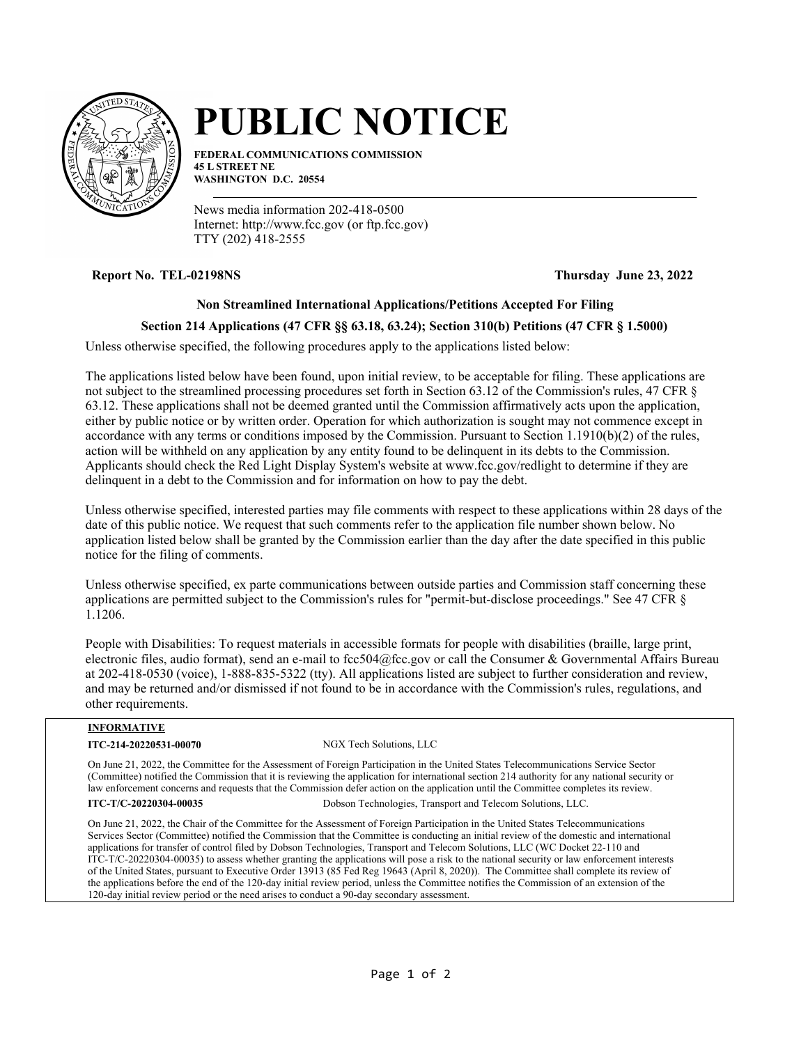# PUBLIC NOTICE

**FEDERAL COMMUNICATIONS COMMISSION**
**45 L STREET NE**
**WASHINGTON D.C. 20554**

News media information 202-418-0500
Internet: http://www.fcc.gov (or ftp.fcc.gov)
TTY (202) 418-2555

**Report No. TEL-02198NS** **Thursday June 23, 2022**

### Non Streamlined International Applications/Petitions Accepted For Filing

### Section 214 Applications (47 CFR §§ 63.18, 63.24); Section 310(b) Petitions (47 CFR § 1.5000)

Unless otherwise specified, the following procedures apply to the applications listed below:

The applications listed below have been found, upon initial review, to be acceptable for filing. These applications are not subject to the streamlined processing procedures set forth in Section 63.12 of the Commission's rules, 47 CFR § 63.12. These applications shall not be deemed granted until the Commission affirmatively acts upon the application, either by public notice or by written order. Operation for which authorization is sought may not commence except in accordance with any terms or conditions imposed by the Commission. Pursuant to Section 1.1910(b)(2) of the rules, action will be withheld on any application by any entity found to be delinquent in its debts to the Commission. Applicants should check the Red Light Display System's website at www.fcc.gov/redlight to determine if they are delinquent in a debt to the Commission and for information on how to pay the debt.

Unless otherwise specified, interested parties may file comments with respect to these applications within 28 days of the date of this public notice. We request that such comments refer to the application file number shown below. No application listed below shall be granted by the Commission earlier than the day after the date specified in this public notice for the filing of comments.

Unless otherwise specified, ex parte communications between outside parties and Commission staff concerning these applications are permitted subject to the Commission's rules for "permit-but-disclose proceedings." See 47 CFR § 1.1206.

People with Disabilities: To request materials in accessible formats for people with disabilities (braille, large print, electronic files, audio format), send an e-mail to fcc504@fcc.gov or call the Consumer & Governmental Affairs Bureau at 202-418-0530 (voice), 1-888-835-5322 (tty). All applications listed are subject to further consideration and review, and may be returned and/or dismissed if not found to be in accordance with the Commission's rules, regulations, and other requirements.

**INFORMATIVE**

**ITC-214-20220531-00070** NGX Tech Solutions, LLC

On June 21, 2022, the Committee for the Assessment of Foreign Participation in the United States Telecommunications Service Sector (Committee) notified the Commission that it is reviewing the application for international section 214 authority for any national security or law enforcement concerns and requests that the Commission defer action on the application until the Committee completes its review.

**ITC-T/C-20220304-00035** Dobson Technologies, Transport and Telecom Solutions, LLC.

On June 21, 2022, the Chair of the Committee for the Assessment of Foreign Participation in the United States Telecommunications Services Sector (Committee) notified the Commission that the Committee is conducting an initial review of the domestic and international applications for transfer of control filed by Dobson Technologies, Transport and Telecom Solutions, LLC (WC Docket 22-110 and ITC-T/C-20220304-00035) to assess whether granting the applications will pose a risk to the national security or law enforcement interests of the United States, pursuant to Executive Order 13913 (85 Fed Reg 19643 (April 8, 2020)). The Committee shall complete its review of the applications before the end of the 120-day initial review period, unless the Committee notifies the Commission of an extension of the 120-day initial review period or the need arises to conduct a 90-day secondary assessment.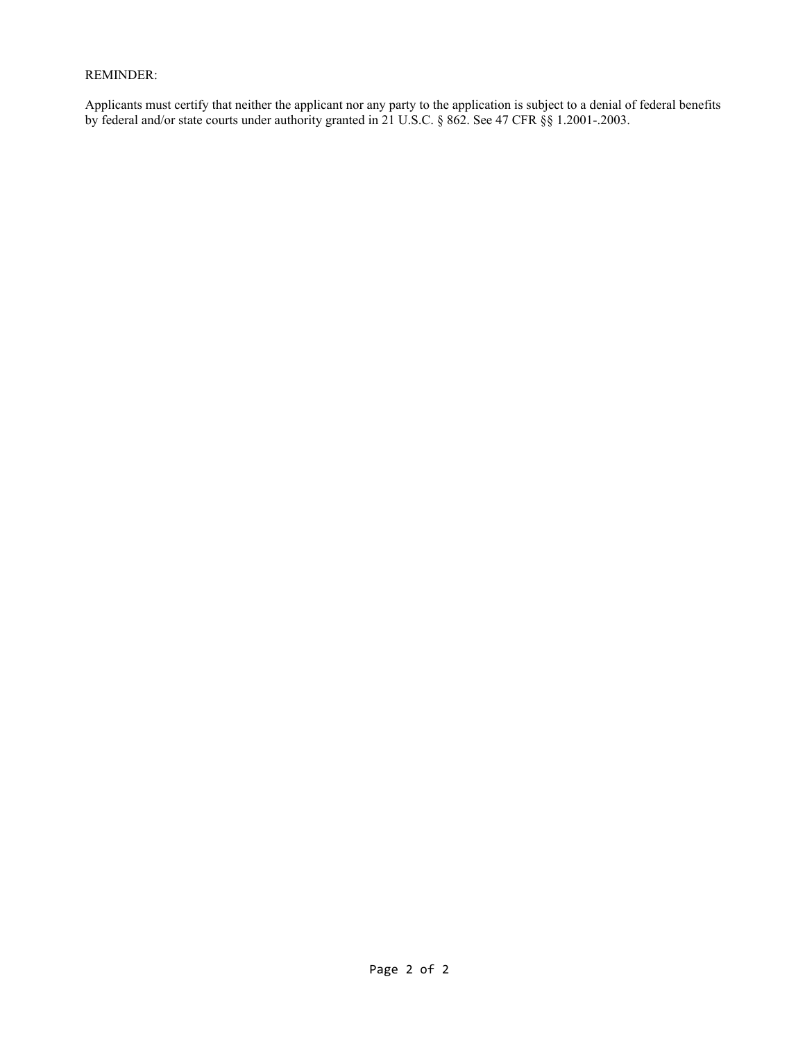REMINDER:

Applicants must certify that neither the applicant nor any party to the application is subject to a denial of federal benefits by federal and/or state courts under authority granted in 21 U.S.C. § 862. See 47 CFR §§ 1.2001-.2003.